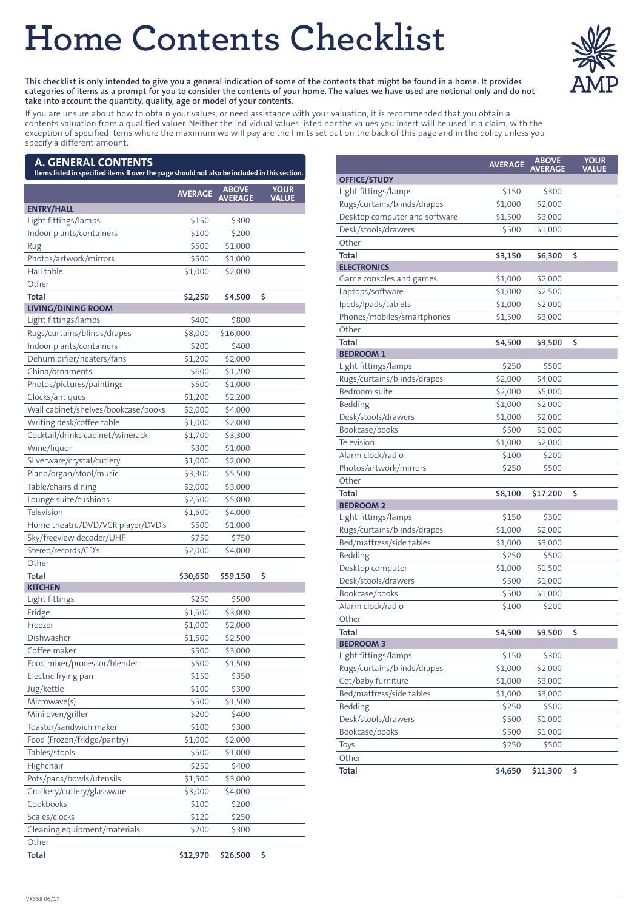# Home Contents Checklist

**This checklist is only intended to give you a general indication of some of the contents that might be found in a home. It provides categories of items as a prompt for you to consider the contents of your home. The values we have used are notional only and do not take into account the quantity, quality, age or model of your contents.**

If you are unsure about how to obtain your values, or need assistance with your valuation, it is recommended that you obtain a contents valuation from a qualified valuer. Neither the individual values listed nor the values you insert will be used in a claim, with the exception of specified items where the maximum we will pay are the limits set out on the back of this page and in the policy unless you specify a different amount.

## A. GENERAL CONTENTS

**Items listed in specified items B over the page should not also be included in this section.**

| | AVERAGE | ABOVE AVERAGE | YOUR VALUE |
|---|---|---|---|
| **ENTRY/HALL** | | | |
| Light fittings/lamps | $150 | $300 | |
| Indoor plants/containers | $100 | $200 | |
| Rug | $500 | $1,000 | |
| Photos/artwork/mirrors | $500 | $1,000 | |
| Hall table | $1,000 | $2,000 | |
| Other | | | |
| **Total** | **$2,250** | **$4,500** | **$** |
| **LIVING/DINING ROOM** | | | |
| Light fittings/lamps | $400 | $800 | |
| Rugs/curtains/blinds/drapes | $8,000 | $16,000 | |
| Indoor plants/containers | $200 | $400 | |
| Dehumidifier/heaters/fans | $1,200 | $2,000 | |
| China/ornaments | $600 | $1,200 | |
| Photos/pictures/paintings | $500 | $1,000 | |
| Clocks/antiques | $1,200 | $2,200 | |
| Wall cabinet/shelves/bookcase/books | $2,000 | $4,000 | |
| Writing desk/coffee table | $1,000 | $2,000 | |
| Cocktail/drinks cabinet/winerack | $1,700 | $3,300 | |
| Wine/liquor | $300 | $1,000 | |
| Silverware/crystal/cutlery | $1,000 | $2,000 | |
| Piano/organ/stool/music | $3,300 | $5,500 | |
| Table/chairs dining | $2,000 | $3,000 | |
| Lounge suite/cushions | $2,500 | $5,000 | |
| Television | $1,500 | $4,000 | |
| Home theatre/DVD/VCR player/DVD's | $500 | $1,000 | |
| Sky/freeview decoder/UHF | $750 | $750 | |
| Stereo/records/CD's | $2,000 | $4,000 | |
| Other | | | |
| **Total** | **$30,650** | **$59,150** | **$** |
| **KITCHEN** | | | |
| Light fittings | $250 | $500 | |
| Fridge | $1,500 | $3,000 | |
| Freezer | $1,000 | $2,000 | |
| Dishwasher | $1,500 | $2,500 | |
| Coffee maker | $500 | $3,000 | |
| Food mixer/processor/blender | $500 | $1,500 | |
| Electric frying pan | $150 | $350 | |
| Jug/kettle | $100 | $300 | |
| Microwave(s) | $500 | $1,500 | |
| Mini oven/griller | $200 | $400 | |
| Toaster/sandwich maker | $100 | $300 | |
| Food (Frozen/fridge/pantry) | $1,000 | $2,000 | |
| Tables/stools | $500 | $1,000 | |
| Highchair | $250 | $400 | |
| Pots/pans/bowls/utensils | $1,500 | $3,000 | |
| Crockery/cutlery/glassware | $3,000 | $4,000 | |
| Cookbooks | $100 | $200 | |
| Scales/clocks | $120 | $250 | |
| Cleaning equipment/materials | $200 | $300 | |
| Other | | | |
| **Total** | **$12,970** | **$26,500** | **$** |

| | AVERAGE | ABOVE AVERAGE | YOUR VALUE |
|---|---|---|---|
| **OFFICE/STUDY** | | | |
| Light fittings/lamps | $150 | $300 | |
| Rugs/curtains/blinds/drapes | $1,000 | $2,000 | |
| Desktop computer and software | $1,500 | $3,000 | |
| Desk/stools/drawers | $500 | $1,000 | |
| Other | | | |
| **Total** | **$3,150** | **$6,300** | **$** |
| **ELECTRONICS** | | | |
| Game consoles and games | $1,000 | $2,000 | |
| Laptops/software | $1,000 | $2,500 | |
| Ipods/Ipads/tablets | $1,000 | $2,000 | |
| Phones/mobiles/smartphones | $1,500 | $3,000 | |
| Other | | | |
| **Total** | **$4,500** | **$9,500** | **$** |
| **BEDROOM 1** | | | |
| Light fittings/lamps | $250 | $500 | |
| Rugs/curtains/blinds/drapes | $2,000 | $4,000 | |
| Bedroom suite | $2,000 | $5,000 | |
| Bedding | $1,000 | $2,000 | |
| Desk/stools/drawers | $1,000 | $2,000 | |
| Bookcase/books | $500 | $1,000 | |
| Television | $1,000 | $2,000 | |
| Alarm clock/radio | $100 | $200 | |
| Photos/artwork/mirrors | $250 | $500 | |
| Other | | | |
| **Total** | **$8,100** | **$17,200** | **$** |
| **BEDROOM 2** | | | |
| Light fittings/lamps | $150 | $300 | |
| Rugs/curtains/blinds/drapes | $1,000 | $2,000 | |
| Bed/mattress/side tables | $1,000 | $3,000 | |
| Bedding | $250 | $500 | |
| Desktop computer | $1,000 | $1,500 | |
| Desk/stools/drawers | $500 | $1,000 | |
| Bookcase/books | $500 | $1,000 | |
| Alarm clock/radio | $100 | $200 | |
| Other | | | |
| **Total** | **$4,500** | **$9,500** | **$** |
| **BEDROOM 3** | | | |
| Light fittings/lamps | $150 | $300 | |
| Rugs/curtains/blinds/drapes | $1,000 | $2,000 | |
| Cot/baby furniture | $1,000 | $3,000 | |
| Bed/mattress/side tables | $1,000 | $3,000 | |
| Bedding | $250 | $500 | |
| Desk/stools/drawers | $500 | $1,000 | |
| Bookcase/books | $500 | $1,000 | |
| Toys | $250 | $500 | |
| Other | | | |
| **Total** | **$4,650** | **$11,300** | **$** |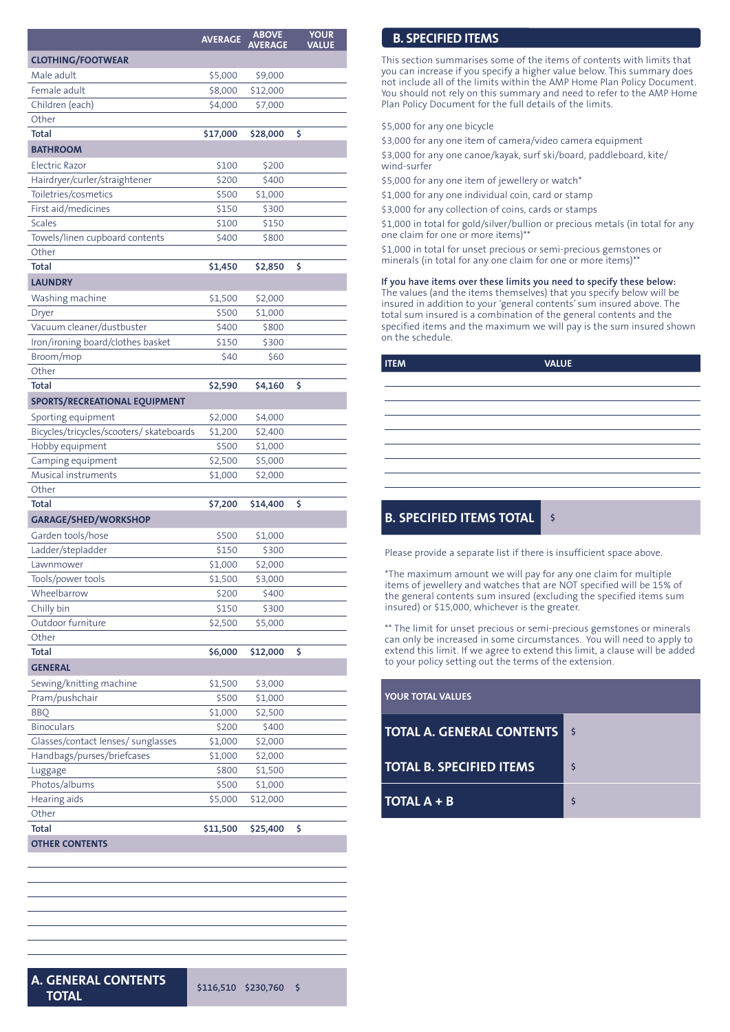| | AVERAGE | ABOVE AVERAGE | YOUR VALUE |
|---|---|---|---|
| **CLOTHING/FOOTWEAR** | | | |
| Male adult | $5,000 | $9,000 | |
| Female adult | $8,000 | $12,000 | |
| Children (each) | $4,000 | $7,000 | |
| Other | | | |
| **Total** | **$17,000** | **$28,000** | **$** |
| **BATHROOM** | | | |
| Electric Razor | $100 | $200 | |
| Hairdryer/curler/straightener | $200 | $400 | |
| Toiletries/cosmetics | $500 | $1,000 | |
| First aid/medicines | $150 | $300 | |
| Scales | $100 | $150 | |
| Towels/linen cupboard contents | $400 | $800 | |
| Other | | | |
| **Total** | **$1,450** | **$2,850** | **$** |
| **LAUNDRY** | | | |
| Washing machine | $1,500 | $2,000 | |
| Dryer | $500 | $1,000 | |
| Vacuum cleaner/dustbuster | $400 | $800 | |
| Iron/ironing board/clothes basket | $150 | $300 | |
| Broom/mop | $40 | $60 | |
| Other | | | |
| **Total** | **$2,590** | **$4,160** | **$** |
| **SPORTS/RECREATIONAL EQUIPMENT** | | | |
| Sporting equipment | $2,000 | $4,000 | |
| Bicycles/tricycles/scooters/ skateboards | $1,200 | $2,400 | |
| Hobby equipment | $500 | $1,000 | |
| Camping equipment | $2,500 | $5,000 | |
| Musical instruments | $1,000 | $2,000 | |
| Other | | | |
| **Total** | **$7,200** | **$14,400** | **$** |
| **GARAGE/SHED/WORKSHOP** | | | |
| Garden tools/hose | $500 | $1,000 | |
| Ladder/stepladder | $150 | $300 | |
| Lawnmower | $1,000 | $2,000 | |
| Tools/power tools | $1,500 | $3,000 | |
| Wheelbarrow | $200 | $400 | |
| Chilly bin | $150 | $300 | |
| Outdoor furniture | $2,500 | $5,000 | |
| Other | | | |
| **Total** | **$6,000** | **$12,000** | **$** |
| **GENERAL** | | | |
| Sewing/knitting machine | $1,500 | $3,000 | |
| Pram/pushchair | $500 | $1,000 | |
| BBQ | $1,000 | $2,500 | |
| Binoculars | $200 | $400 | |
| Glasses/contact lenses/ sunglasses | $1,000 | $2,000 | |
| Handbags/purses/briefcases | $1,000 | $2,000 | |
| Luggage | $800 | $1,500 | |
| Photos/albums | $500 | $1,000 | |
| Hearing aids | $5,000 | $12,000 | |
| Other | | | |
| **Total** | **$11,500** | **$25,400** | **$** |
| **OTHER CONTENTS** | | | |
| | | | |
| | | | |
| | | | |
| | | | |
| | | | |
| | | | |
| **A. GENERAL CONTENTS TOTAL** | $116,510 | $230,760 | $ |

## B. SPECIFIED ITEMS

This section summarises some of the items of contents with limits that you can increase if you specify a higher value below. This summary does not include all of the limits within the AMP Home Plan Policy Document. You should not rely on this summary and need to refer to the AMP Home Plan Policy Document for the full details of the limits.

$5,000 for any one bicycle

$3,000 for any one item of camera/video camera equipment

$3,000 for any one canoe/kayak, surf ski/board, paddleboard, kite/wind-surfer

$5,000 for any one item of jewellery or watch*

$1,000 for any one individual coin, card or stamp

$3,000 for any collection of coins, cards or stamps

$1,000 in total for gold/silver/bullion or precious metals (in total for any one claim for one or more items)**

$1,000 in total for unset precious or semi-precious gemstones or minerals (in total for any one claim for one or more items)**

**If you have items over these limits you need to specify these below:**
The values (and the items themselves) that you specify below will be insured in addition to your 'general contents' sum insured above. The total sum insured is a combination of the general contents and the specified items and the maximum we will pay is the sum insured shown on the schedule.

| ITEM | VALUE |
|---|---|
| | |
| | |
| | |
| | |
| | |
| | |
| | |
| | |

**B. SPECIFIED ITEMS TOTAL** $

Please provide a separate list if there is insufficient space above.

*The maximum amount we will pay for any one claim for multiple items of jewellery and watches that are NOT specified will be 15% of the general contents sum insured (excluding the specified items sum insured) or $15,000, whichever is the greater.

** The limit for unset precious or semi-precious gemstones or minerals can only be increased in some circumstances. You will need to apply to extend this limit. If we agree to extend this limit, a clause will be added to your policy setting out the terms of the extension.

| YOUR TOTAL VALUES | |
|---|---|
| **TOTAL A. GENERAL CONTENTS** | $ |
| **TOTAL B. SPECIFIED ITEMS** | $ |
| **TOTAL A + B** | $ |